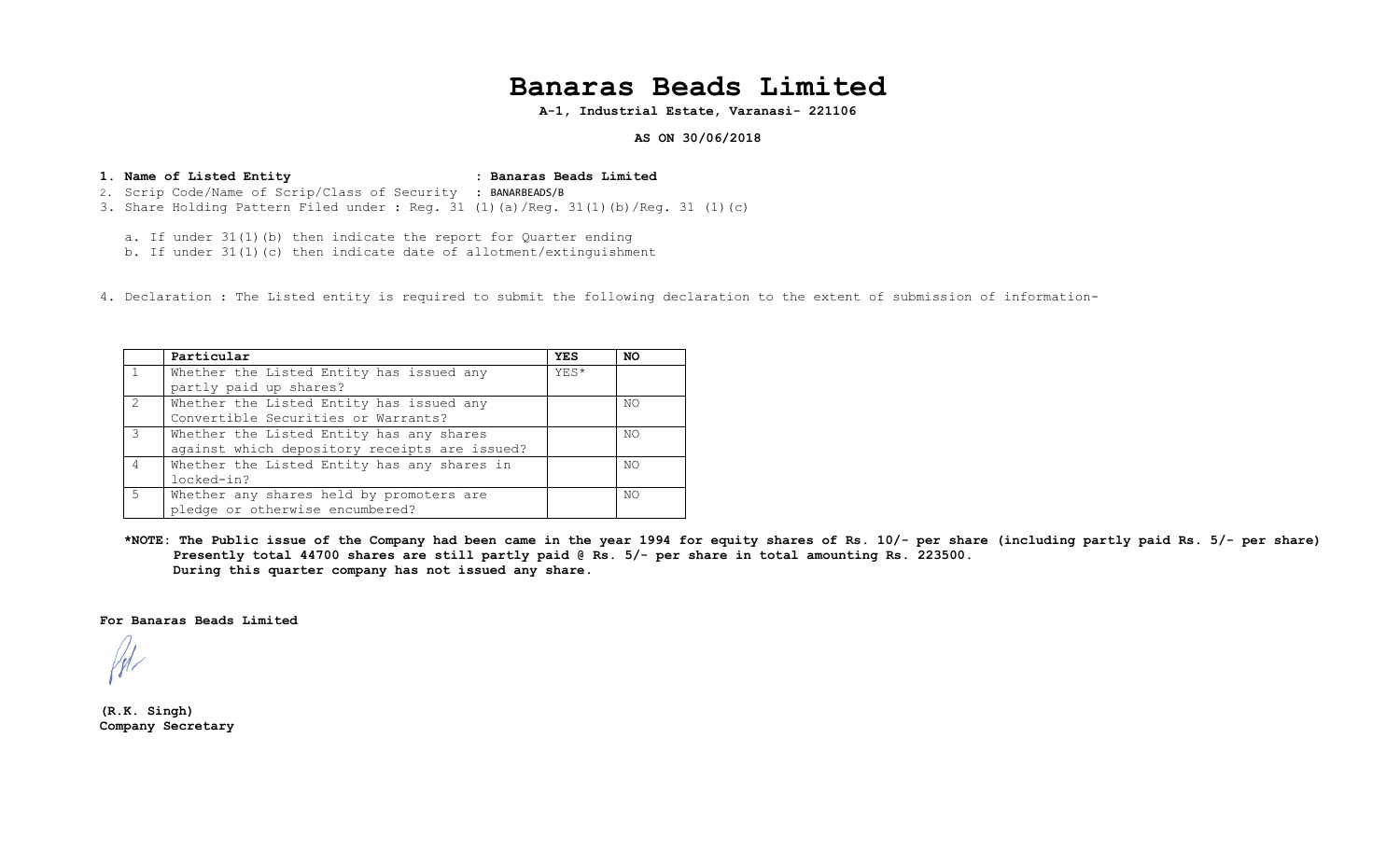# Banaras Beads Limited

**A-1, Industrial Estate, Varanasi- 221106**

**AS ON 30/06/2018**

1. **Name of Listed Entity : Banaras Beads Limited**
2. Scrip Code/Name of Scrip/Class of Security : BANARBEADS/B
3. Share Holding Pattern Filed under : Reg. 31 (1)(a)/Reg. 31(1)(b)/Reg. 31 (1)(c)

   a. If under 31(1)(b) then indicate the report for Quarter ending
   b. If under 31(1)(c) then indicate date of allotment/extinguishment

4. Declaration : The Listed entity is required to submit the following declaration to the extent of submission of information-

| | Particular | YES | NO |
|---|---|---|---|
| 1 | Whether the Listed Entity has issued any partly paid up shares? | YES* | |
| 2 | Whether the Listed Entity has issued any Convertible Securities or Warrants? | | NO |
| 3 | Whether the Listed Entity has any shares against which depository receipts are issued? | | NO |
| 4 | Whether the Listed Entity has any shares in locked-in? | | NO |
| 5 | Whether any shares held by promoters are pledge or otherwise encumbered? | | NO |

**\*NOTE: The Public issue of the Company had been came in the year 1994 for equity shares of Rs. 10/- per share (including partly paid Rs. 5/- per share) Presently total 44700 shares are still partly paid @ Rs. 5/- per share in total amounting Rs. 223500. During this quarter company has not issued any share.**

**For Banaras Beads Limited**

**(R.K. Singh)**
**Company Secretary**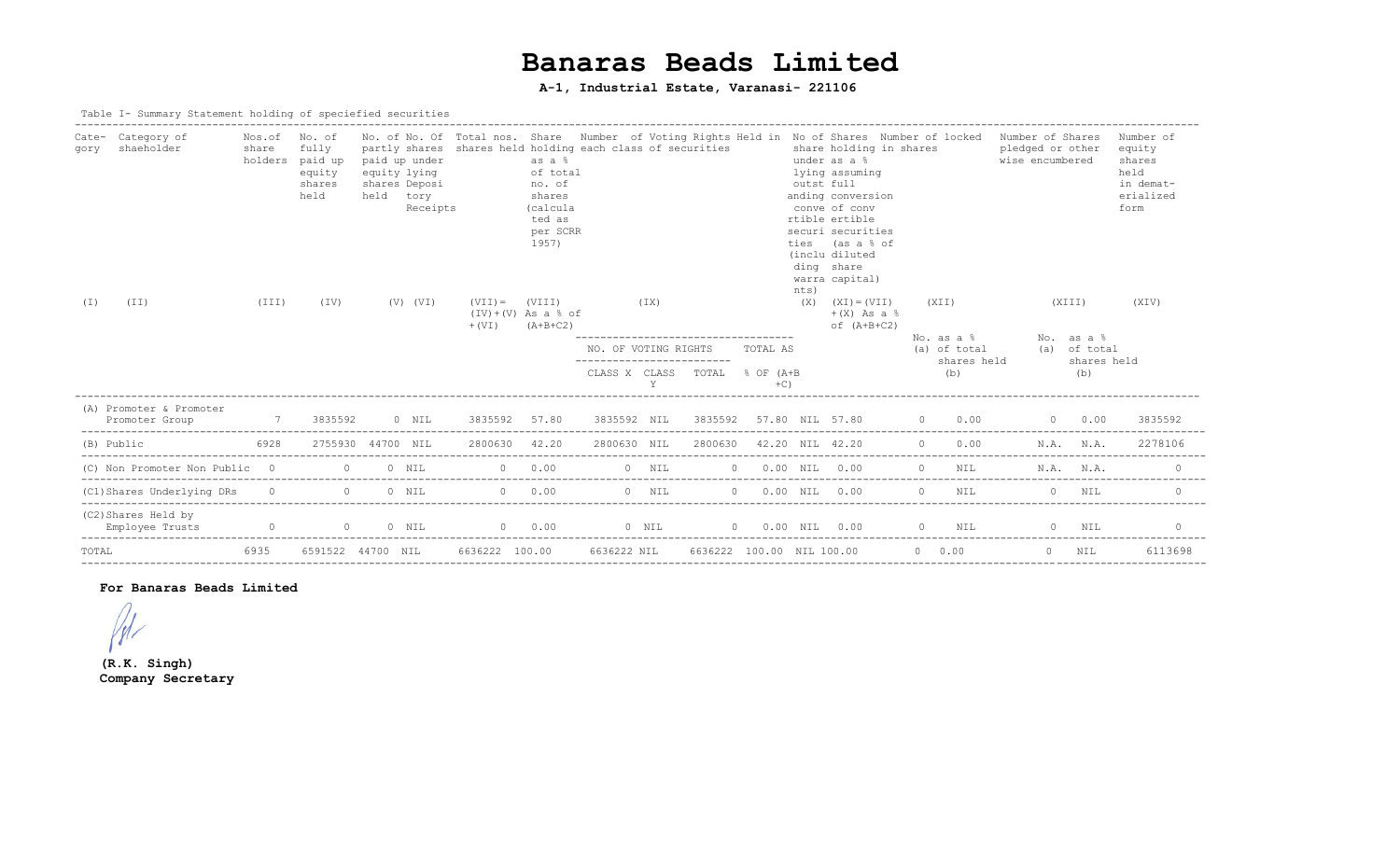# Banaras Beads Limited

**A-1, Industrial Estate, Varanasi- 221106**

Table I- Summary Statement holding of speciefied securities

| Category | Category of shaeholder | Nos.of share holders | No. of fully paid up equity shares held | No. of partly paid up equity shares held | No. of shares underlying Depository Receipts | Total nos. shares held | Shareholding as a % of total no. of shares (calculated as per SCRR 1957) | Number of Voting Rights Held in each class of securities | | | | No of Shares Underlying outstanding convertible securities (including warrants) | Shareholding as a % assuming full conversion of convertible securities (as a % of diluted share capital) | Number of locked in shares | | Number of Shares pledged or other wise encumbered | | Number of equity shares held in dematerialized form |
|---|---|---|---|---|---|---|---|---|---|---|---|---|---|---|---|---|---|---|
| (I) | (II) | (III) | (IV) | (V) | (VI) | (VII)= (IV)+(V) +(VI) | (VIII) As a % of (A+B+C2) | (IX) | | | | (X) | (XI)=(VII) +(X) As a % of (A+B+C2) | (XII) | | (XIII) | | (XIV) |
| | | | | | | | | NO. OF VOTING RIGHTS | | | TOTAL AS % OF (A+B+C) | | | No. (a) | as a % of total shares held (b) | No. (a) | as a % of total shares held (b) | |
| | | | | | | | | CLASS X | CLASS Y | TOTAL | | | | | | | | |
| (A) | Promoter & Promoter Promoter Group | 7 | 3835592 | 0 | NIL | 3835592 | 57.80 | 3835592 | NIL | 3835592 | 57.80 | NIL | 57.80 | 0 | 0.00 | 0 | 0.00 | 3835592 |
| (B) | Public | 6928 | 2755930 | 44700 | NIL | 2800630 | 42.20 | 2800630 | NIL | 2800630 | 42.20 | NIL | 42.20 | 0 | 0.00 | N.A. | N.A. | 2278106 |
| (C) | Non Promoter Non Public | 0 | 0 | 0 | NIL | 0 | 0.00 | 0 | NIL | 0 | 0.00 | NIL | 0.00 | 0 | NIL | N.A. | N.A. | 0 |
| (C1) | Shares Underlying DRs | 0 | 0 | 0 | NIL | 0 | 0.00 | 0 | NIL | 0 | 0.00 | NIL | 0.00 | 0 | NIL | 0 | NIL | 0 |
| (C2) | Shares Held by Employee Trusts | 0 | 0 | 0 | NIL | 0 | 0.00 | 0 | NIL | 0 | 0.00 | NIL | 0.00 | 0 | NIL | 0 | NIL | 0 |
| TOTAL | | 6935 | 6591522 | 44700 | NIL | 6636222 | 100.00 | 6636222 | NIL | 6636222 | 100.00 | NIL | 100.00 | 0 | 0.00 | 0 | NIL | 6113698 |

**For Banaras Beads Limited**

**(R.K. Singh)**
**Company Secretary**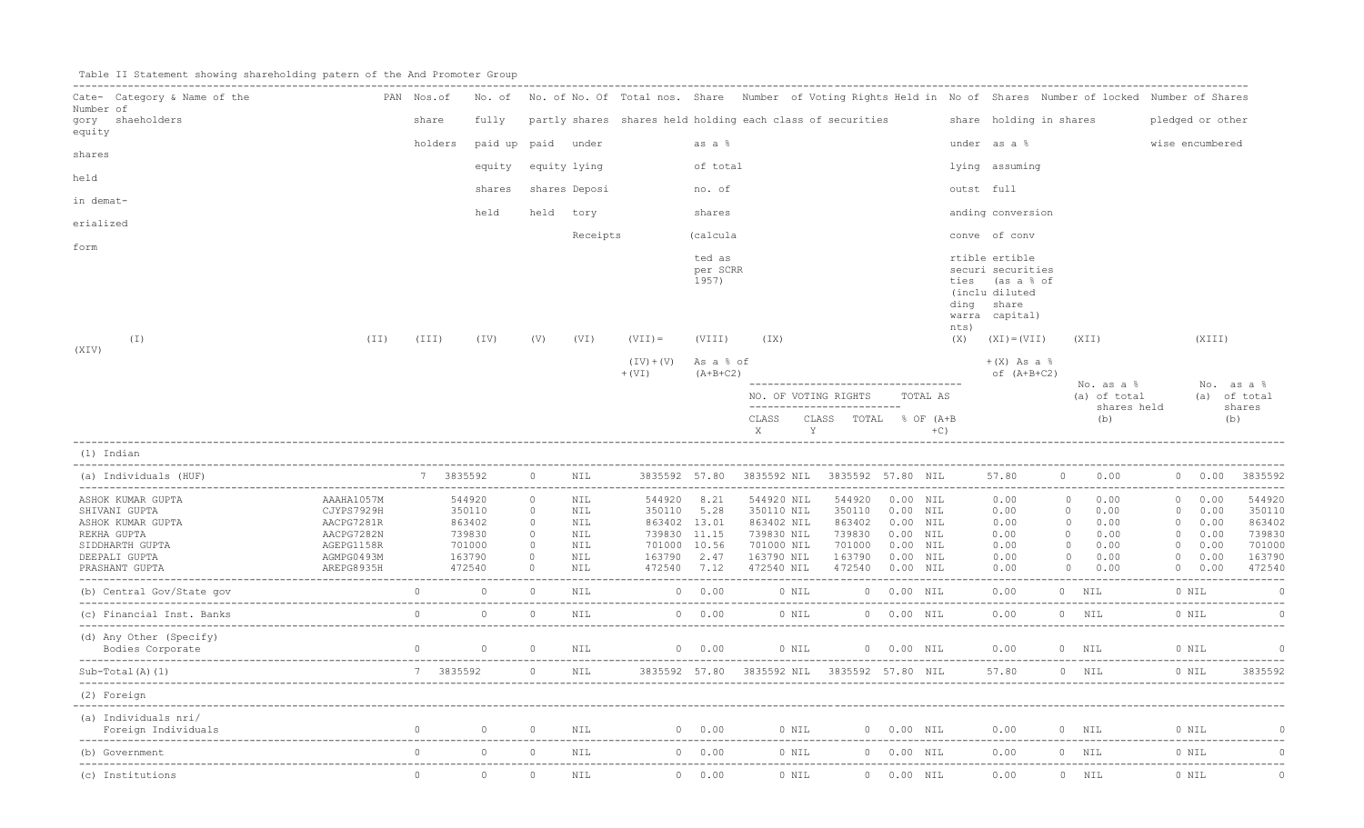Table II Statement showing shareholding patern of the And Promoter Group

| Category | Category & Name of the shaeholders | PAN | Nos.of share holders | No. of fully paid up equity shares held | No. of partly paid equity shares held | No. Of shares under lying Depository Receipts | Total nos. shares held | Share holding as a % of total no. of shares (calculated as per SCRR 1957) | Number of Voting Rights Held in each class of securities | | | | No of share under lying outstanding convertible securities (including warrants) | Shares holding as a % assuming full conversion of convertible securities (as a % of diluted share capital) | Number of locked in shares | | Number of Shares pledged or otherwise encumbered | | Number of equity shares held in demat-erialized form |
|---|---|---|---|---|---|---|---|---|---|---|---|---|---|---|---|---|---|---|---|
| | (I) | (II) | (III) | (IV) | (V) | (VI) | (VII)= (IV)+(V)+(VI) | (VIII) As a % of (A+B+C2) | (IX) | | | | (X) | (XI)=(VII)+(X) As a % of (A+B+C2) | (XII) | | (XIII) | | (XIV) |
| | | | | | | | | | NO. OF VOTING RIGHTS | | | TOTAL AS % OF (A+B+C) | | | No. (a) | as a % of total shares held (b) | No. (a) | as a % of total shares (b) | |
| | | | | | | | | | CLASS X | CLASS Y | TOTAL | | | | | | | | |
| (1) | Indian | | | | | | | | | | | | | | | | | | |
| (a) | Individuals (HUF) | | 7 | 3835592 | 0 | NIL | 3835592 | 57.80 | 3835592 | NIL | 3835592 | 57.80 | NIL | 57.80 | 0 | 0.00 | 0 | 0.00 | 3835592 |
| | ASHOK KUMAR GUPTA | AAAHA1057M | | 544920 | 0 | NIL | 544920 | 8.21 | 544920 | NIL | 544920 | 0.00 | NIL | 0.00 | 0 | 0.00 | 0 | 0.00 | 544920 |
| | SHIVANI GUPTA | CJYPS7929H | | 350110 | 0 | NIL | 350110 | 5.28 | 350110 | NIL | 350110 | 0.00 | NIL | 0.00 | 0 | 0.00 | 0 | 0.00 | 350110 |
| | ASHOK KUMAR GUPTA | AACPG7281R | | 863402 | 0 | NIL | 863402 | 13.01 | 863402 | NIL | 863402 | 0.00 | NIL | 0.00 | 0 | 0.00 | 0 | 0.00 | 863402 |
| | REKHA GUPTA | AACPG7282N | | 739830 | 0 | NIL | 739830 | 11.15 | 739830 | NIL | 739830 | 0.00 | NIL | 0.00 | 0 | 0.00 | 0 | 0.00 | 739830 |
| | SIDDHARTH GUPTA | AGEPG1158R | | 701000 | 0 | NIL | 701000 | 10.56 | 701000 | NIL | 701000 | 0.00 | NIL | 0.00 | 0 | 0.00 | 0 | 0.00 | 701000 |
| | DEEPALI GUPTA | AGMPG0493M | | 163790 | 0 | NIL | 163790 | 2.47 | 163790 | NIL | 163790 | 0.00 | NIL | 0.00 | 0 | 0.00 | 0 | 0.00 | 163790 |
| | PRASHANT GUPTA | AREPG8935H | | 472540 | 0 | NIL | 472540 | 7.12 | 472540 | NIL | 472540 | 0.00 | NIL | 0.00 | 0 | 0.00 | 0 | 0.00 | 472540 |
| (b) | Central Gov/State gov | | 0 | 0 | 0 | NIL | 0 | 0.00 | 0 | NIL | 0 | 0.00 | NIL | 0.00 | 0 | NIL | 0 | NIL | 0 |
| (c) | Financial Inst. Banks | | 0 | 0 | 0 | NIL | 0 | 0.00 | 0 | NIL | 0 | 0.00 | NIL | 0.00 | 0 | NIL | 0 | NIL | 0 |
| (d) | Any Other (Specify) Bodies Corporate | | 0 | 0 | 0 | NIL | 0 | 0.00 | 0 | NIL | 0 | 0.00 | NIL | 0.00 | 0 | NIL | 0 | NIL | 0 |
| | Sub-Total(A)(1) | | 7 | 3835592 | 0 | NIL | 3835592 | 57.80 | 3835592 | NIL | 3835592 | 57.80 | NIL | 57.80 | 0 | NIL | 0 | NIL | 3835592 |
| (2) | Foreign | | | | | | | | | | | | | | | | | | |
| (a) | Individuals nri/ Foreign Individuals | | 0 | 0 | 0 | NIL | 0 | 0.00 | 0 | NIL | 0 | 0.00 | NIL | 0.00 | 0 | NIL | 0 | NIL | 0 |
| (b) | Government | | 0 | 0 | 0 | NIL | 0 | 0.00 | 0 | NIL | 0 | 0.00 | NIL | 0.00 | 0 | NIL | 0 | NIL | 0 |
| (c) | Institutions | | 0 | 0 | 0 | NIL | 0 | 0.00 | 0 | NIL | 0 | 0.00 | NIL | 0.00 | 0 | NIL | 0 | NIL | 0 |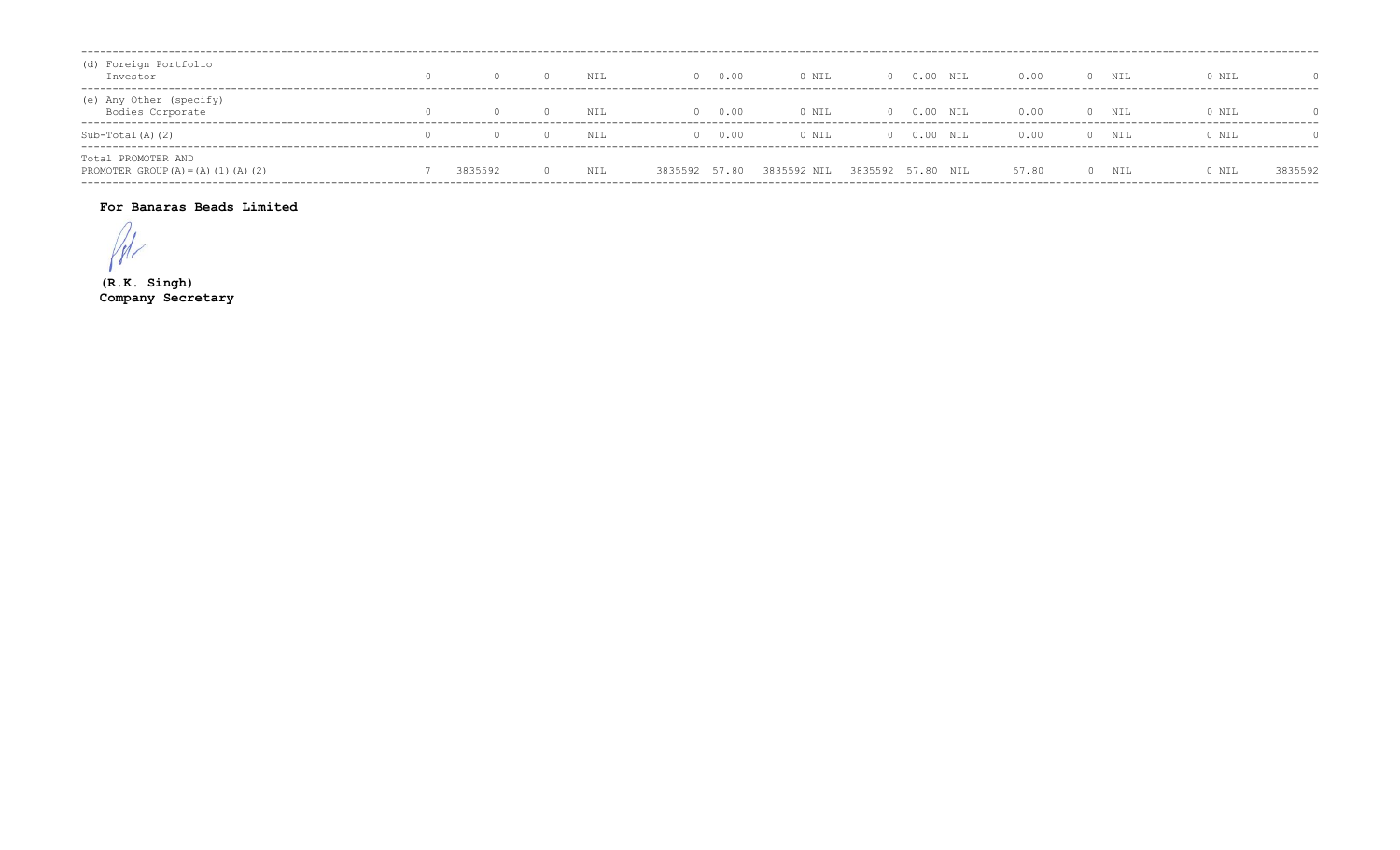| (d) Foreign Portfolio Investor | 0 | 0 | 0 | NIL | 0 | 0.00 | 0 | NIL | 0 | 0.00 | NIL | 0.00 | 0 | NIL | 0 | NIL | 0 |
|---|---|---|---|---|---|---|---|---|---|---|---|---|---|---|---|---|---|
| (e) Any Other (specify) Bodies Corporate | 0 | 0 | 0 | NIL | 0 | 0.00 | 0 | NIL | 0 | 0.00 | NIL | 0.00 | 0 | NIL | 0 | NIL | 0 |
| Sub-Total(A)(2) | 0 | 0 | 0 | NIL | 0 | 0.00 | 0 | NIL | 0 | 0.00 | NIL | 0.00 | 0 | NIL | 0 | NIL | 0 |
| Total PROMOTER AND PROMOTER GROUP(A)=(A)(1)(A)(2) | 7 | 3835592 | 0 | NIL | 3835592 | 57.80 | 3835592 | NIL | 3835592 | 57.80 | NIL | 57.80 | 0 | NIL | 0 | NIL | 3835592 |

**For Banaras Beads Limited**

**(R.K. Singh)**
**Company Secretary**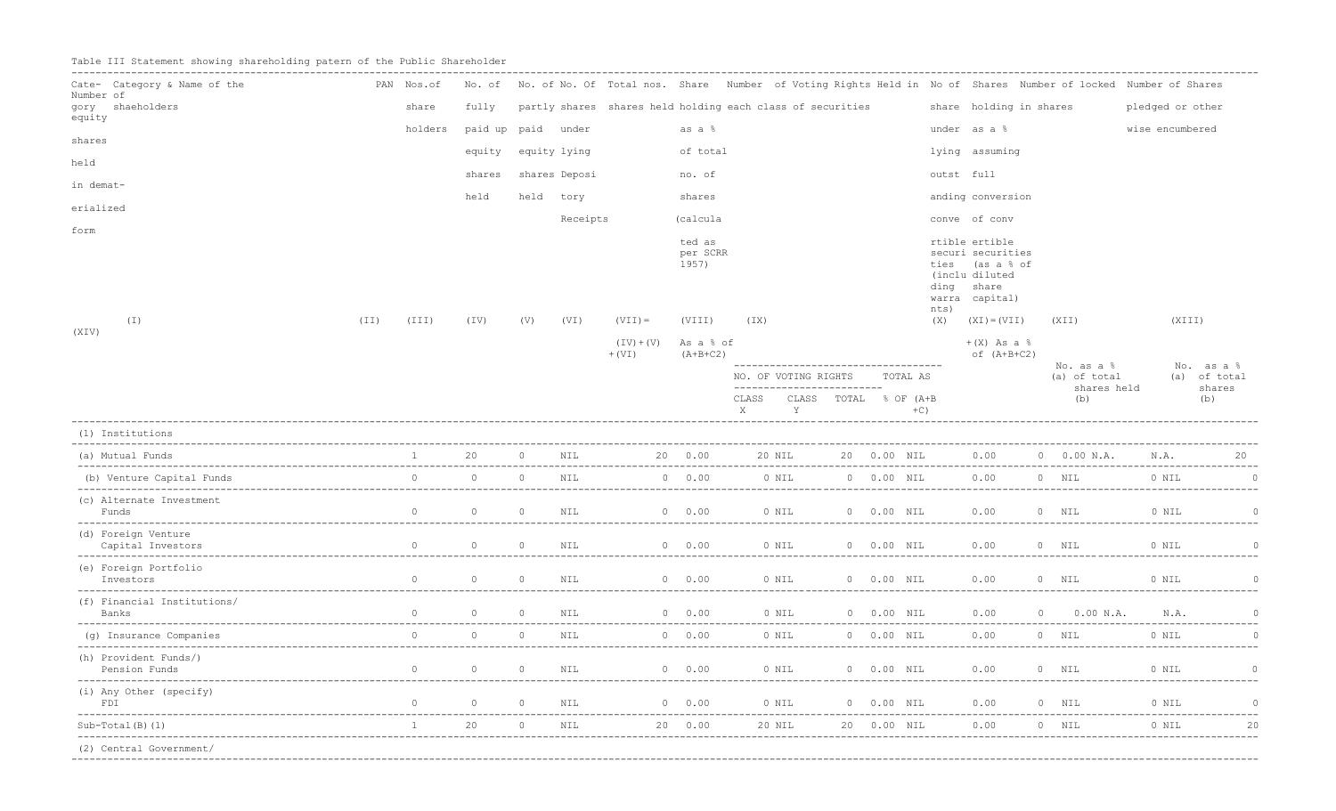Table III Statement showing shareholding patern of the Public Shareholder

| Category & Name of the shaeholders | PAN | Nos.of share holders | No. of fully paid up equity shares held | No. of partly paid equity shares held | No. Of shares under lying Depository Receipts | Total nos. shares held | Share holding as a % of total no. of shares (calculated as per SCRR 1957) | Number of Voting Rights Held in each class of securities | | | | No of share under lying outstanding convertible securities (including warrants) | Shares holding as a % assuming full conversion of convertible securities (as a % of diluted share capital) | Number of locked in shares | | Number of Shares pledged or otherwise encumbered | | Number of equity shares held in dematerialized form |
|---|---|---|---|---|---|---|---|---|---|---|---|---|---|---|---|---|---|---|
| (I) | (II) | (III) | (IV) | (V) | (VI) | (VII)= (IV)+(V)+(VI) | (VIII) As a % of (A+B+C2) | (IX) | | | | (X) | (XI)=(VII)+(X) As a % of (A+B+C2) | (XII) | | (XIII) | | (XIV) |
| | | | | | | | | NO. OF VOTING RIGHTS | | | TOTAL AS % OF (A+B+C) | | | No. (a) | as a % of total shares held (b) | No. (a) | as a % of total shares (b) | |
| | | | | | | | | CLASS X | CLASS Y | TOTAL | | | | | | | | |
| (1) Institutions | | | | | | | | | | | | | | | | | | |
| (a) Mutual Funds | | 1 | 20 | 0 | NIL | 20 | 0.00 | 20 | NIL | 20 | 0.00 | NIL | 0.00 | 0 | 0.00 | N.A. | N.A. | 20 |
| (b) Venture Capital Funds | | 0 | 0 | 0 | NIL | 0 | 0.00 | 0 | NIL | 0 | 0.00 | NIL | 0.00 | 0 | NIL | 0 | NIL | 0 |
| (c) Alternate Investment Funds | | 0 | 0 | 0 | NIL | 0 | 0.00 | 0 | NIL | 0 | 0.00 | NIL | 0.00 | 0 | NIL | 0 | NIL | 0 |
| (d) Foreign Venture Capital Investors | | 0 | 0 | 0 | NIL | 0 | 0.00 | 0 | NIL | 0 | 0.00 | NIL | 0.00 | 0 | NIL | 0 | NIL | 0 |
| (e) Foreign Portfolio Investors | | 0 | 0 | 0 | NIL | 0 | 0.00 | 0 | NIL | 0 | 0.00 | NIL | 0.00 | 0 | NIL | 0 | NIL | 0 |
| (f) Financial Institutions/ Banks | | 0 | 0 | 0 | NIL | 0 | 0.00 | 0 | NIL | 0 | 0.00 | NIL | 0.00 | 0 | 0.00 | N.A. | N.A. | 0 |
| (g) Insurance Companies | | 0 | 0 | 0 | NIL | 0 | 0.00 | 0 | NIL | 0 | 0.00 | NIL | 0.00 | 0 | NIL | 0 | NIL | 0 |
| (h) Provident Funds/) Pension Funds | | 0 | 0 | 0 | NIL | 0 | 0.00 | 0 | NIL | 0 | 0.00 | NIL | 0.00 | 0 | NIL | 0 | NIL | 0 |
| (i) Any Other (specify) FDI | | 0 | 0 | 0 | NIL | 0 | 0.00 | 0 | NIL | 0 | 0.00 | NIL | 0.00 | 0 | NIL | 0 | NIL | 0 |
| Sub-Total(B)(1) | | 1 | 20 | 0 | NIL | 20 | 0.00 | 20 | NIL | 20 | 0.00 | NIL | 0.00 | 0 | NIL | 0 | NIL | 20 |
| (2) Central Government/ | | | | | | | | | | | | | | | | | | |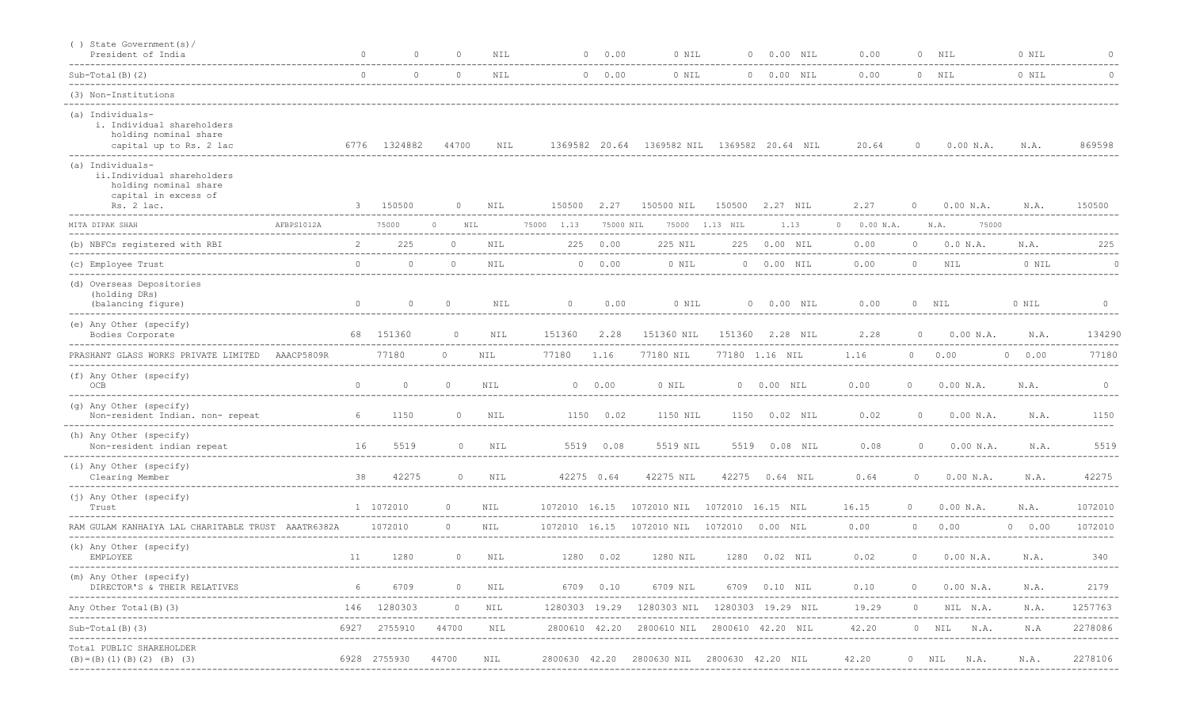| | | | | | | | | | | | | | | | | | | |
|---|---|---|---|---|---|---|---|---|---|---|---|---|---|---|---|---|---|---|
| ( ) State Government(s)/ President of India | | 0 | 0 | 0 | NIL | 0 | 0.00 | 0 | NIL | 0 | 0.00 | NIL | 0.00 | 0 | NIL | 0 | NIL | 0 |
| Sub-Total(B)(2) | | 0 | 0 | 0 | NIL | 0 | 0.00 | 0 | NIL | 0 | 0.00 | NIL | 0.00 | 0 | NIL | 0 | NIL | 0 |
| (3) Non-Institutions | | | | | | | | | | | | | | | | | | |
| (a) Individuals- i. Individual shareholders holding nominal share capital up to Rs. 2 lac | | 6776 | 1324882 | 44700 | NIL | 1369582 | 20.64 | 1369582 | NIL | 1369582 | 20.64 | NIL | 20.64 | 0 | 0.00 | N.A. | N.A. | 869598 |
| (a) Individuals- ii.Individual shareholders holding nominal share capital in excess of Rs. 2 lac. | | 3 | 150500 | 0 | NIL | 150500 | 2.27 | 150500 | NIL | 150500 | 2.27 | NIL | 2.27 | 0 | 0.00 | N.A. | N.A. | 150500 |
| MITA DIPAK SHAH | AFBPS1012A | | 75000 | 0 | NIL | 75000 | 1.13 | 75000 | NIL | 75000 | 1.13 | NIL | 1.13 | 0 | 0.00 | N.A. | N.A. | 75000 |
| (b) NBFCs registered with RBI | | 2 | 225 | 0 | NIL | 225 | 0.00 | 225 | NIL | 225 | 0.00 | NIL | 0.00 | 0 | 0.0 | N.A. | N.A. | 225 |
| (c) Employee Trust | | 0 | 0 | 0 | NIL | 0 | 0.00 | 0 | NIL | 0 | 0.00 | NIL | 0.00 | 0 | NIL | 0 | NIL | 0 |
| (d) Overseas Depositories (holding DRs) (balancing figure) | | 0 | 0 | 0 | NIL | 0 | 0.00 | 0 | NIL | 0 | 0.00 | NIL | 0.00 | 0 | NIL | 0 | NIL | 0 |
| (e) Any Other (specify) Bodies Corporate | | 68 | 151360 | 0 | NIL | 151360 | 2.28 | 151360 | NIL | 151360 | 2.28 | NIL | 2.28 | 0 | 0.00 | N.A. | N.A. | 134290 |
| PRASHANT GLASS WORKS PRIVATE LIMITED | AAACP5809R | | 77180 | 0 | NIL | 77180 | 1.16 | 77180 | NIL | 77180 | 1.16 | NIL | 1.16 | 0 | 0.00 | 0 | 0.00 | 77180 |
| (f) Any Other (specify) OCB | | 0 | 0 | 0 | NIL | 0 | 0.00 | 0 | NIL | 0 | 0.00 | NIL | 0.00 | 0 | 0.00 | N.A. | N.A. | 0 |
| (g) Any Other (specify) Non-resident Indian. non- repeat | | 6 | 1150 | 0 | NIL | 1150 | 0.02 | 1150 | NIL | 1150 | 0.02 | NIL | 0.02 | 0 | 0.00 | N.A. | N.A. | 1150 |
| (h) Any Other (specify) Non-resident indian repeat | | 16 | 5519 | 0 | NIL | 5519 | 0.08 | 5519 | NIL | 5519 | 0.08 | NIL | 0.08 | 0 | 0.00 | N.A. | N.A. | 5519 |
| (i) Any Other (specify) Clearing Member | | 38 | 42275 | 0 | NIL | 42275 | 0.64 | 42275 | NIL | 42275 | 0.64 | NIL | 0.64 | 0 | 0.00 | N.A. | N.A. | 42275 |
| (j) Any Other (specify) Trust | | 1 | 1072010 | 0 | NIL | 1072010 | 16.15 | 1072010 | NIL | 1072010 | 16.15 | NIL | 16.15 | 0 | 0.00 | N.A. | N.A. | 1072010 |
| RAM GULAM KANHAIYA LAL CHARITABLE TRUST | AAATR6382A | | 1072010 | 0 | NIL | 1072010 | 16.15 | 1072010 | NIL | 1072010 | 0.00 | NIL | 0.00 | 0 | 0.00 | 0 | 0.00 | 1072010 |
| (k) Any Other (specify) EMPLOYEE | | 11 | 1280 | 0 | NIL | 1280 | 0.02 | 1280 | NIL | 1280 | 0.02 | NIL | 0.02 | 0 | 0.00 | N.A. | N.A. | 340 |
| (m) Any Other (specify) DIRECTOR'S & THEIR RELATIVES | | 6 | 6709 | 0 | NIL | 6709 | 0.10 | 6709 | NIL | 6709 | 0.10 | NIL | 0.10 | 0 | 0.00 | N.A. | N.A. | 2179 |
| Any Other Total(B)(3) | | 146 | 1280303 | 0 | NIL | 1280303 | 19.29 | 1280303 | NIL | 1280303 | 19.29 | NIL | 19.29 | 0 | NIL | N.A. | N.A. | 1257763 |
| Sub-Total(B)(3) | | 6927 | 2755910 | 44700 | NIL | 2800610 | 42.20 | 2800610 | NIL | 2800610 | 42.20 | NIL | 42.20 | 0 | NIL | N.A. | N.A | 2278086 |
| Total PUBLIC SHAREHOLDER (B)=(B)(1)(B)(2) (B) (3) | | 6928 | 2755930 | 44700 | NIL | 2800630 | 42.20 | 2800630 | NIL | 2800630 | 42.20 | NIL | 42.20 | 0 | NIL | N.A. | N.A. | 2278106 |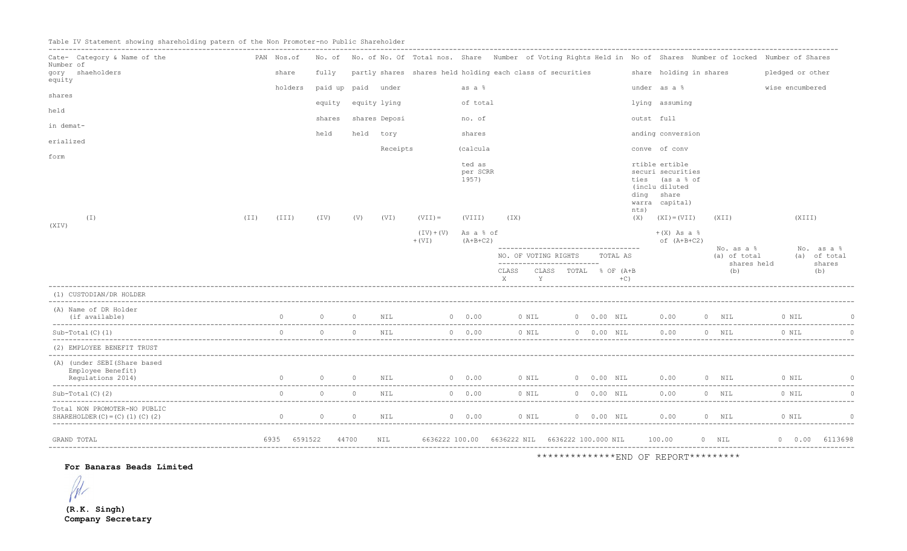Table IV Statement showing shareholding patern of the Non Promoter-no Public Shareholder

| Category & Name of the shaeholders (I) | PAN (II) | Nos. of share holders (III) | No. of fully paid up equity shares held (IV) | No. of partly paid equity shares held (V) | No. Of shares under lying Depository Receipts (VI) | Total nos. shares held (VII)= (IV)+(V)+(VI) | Share holding as a % of total no. of shares (calculated as per SCRR 1957) (VIII) As a % of (A+B+C2) | Number of Voting Rights Held in each class of securities (IX) | | | | No of Shares under lying outstanding convertible securities (including warrants) (X) | Shares holding as a % assuming full conversion of convertible securities (as a % of diluted share capital) (XI)=(VII)+(X) As a % of (A+B+C2) | Number of locked in shares (XII) | | Number of Shares pledged or otherwise encumbered (XIII) | | Number of equity shares held in demat-erialized form (XIV) |
|---|---|---|---|---|---|---|---|---|---|---|---|---|---|---|---|---|---|---|
| | | | | | | | | NO. OF VOTING RIGHTS CLASS X | CLASS Y | TOTAL | TOTAL AS % OF (A+B+C) | | | No. (a) | as a % of total shares held (b) | No. (a) | as a % of total shares (b) | |
| (1) CUSTODIAN/DR HOLDER | | | | | | | | | | | | | | | | | | |
| (A) Name of DR Holder (if available) | | 0 | 0 | 0 | NIL | 0 | 0.00 | 0 | NIL | 0 | 0.00 | NIL | 0.00 | 0 | NIL | 0 | NIL | 0 |
| Sub-Total(C)(1) | | 0 | 0 | 0 | NIL | 0 | 0.00 | 0 | NIL | 0 | 0.00 | NIL | 0.00 | 0 | NIL | 0 | NIL | 0 |
| (2) EMPLOYEE BENEFIT TRUST | | | | | | | | | | | | | | | | | | |
| (A) (under SEBI(Share based Employee Benefit) Regulations 2014) | | 0 | 0 | 0 | NIL | 0 | 0.00 | 0 | NIL | 0 | 0.00 | NIL | 0.00 | 0 | NIL | 0 | NIL | 0 |
| Sub-Total(C)(2) | | 0 | 0 | 0 | NIL | 0 | 0.00 | 0 | NIL | 0 | 0.00 | NIL | 0.00 | 0 | NIL | 0 | NIL | 0 |
| Total NON PROMOTER-NO PUBLIC SHAREHOLDER(C)=(C)(1)(C)(2) | | 0 | 0 | 0 | NIL | 0 | 0.00 | 0 | NIL | 0 | 0.00 | NIL | 0.00 | 0 | NIL | 0 | NIL | 0 |
| GRAND TOTAL | | 6935 | 6591522 | 44700 | NIL | 6636222 | 100.00 | 6636222 | NIL | 6636222 | 100.000 | NIL | 100.00 | 0 | NIL | 0 | 0.00 | 6113698 |

**************END OF REPORT*********

**For Banaras Beads Limited**

**(R.K. Singh)**
**Company Secretary**